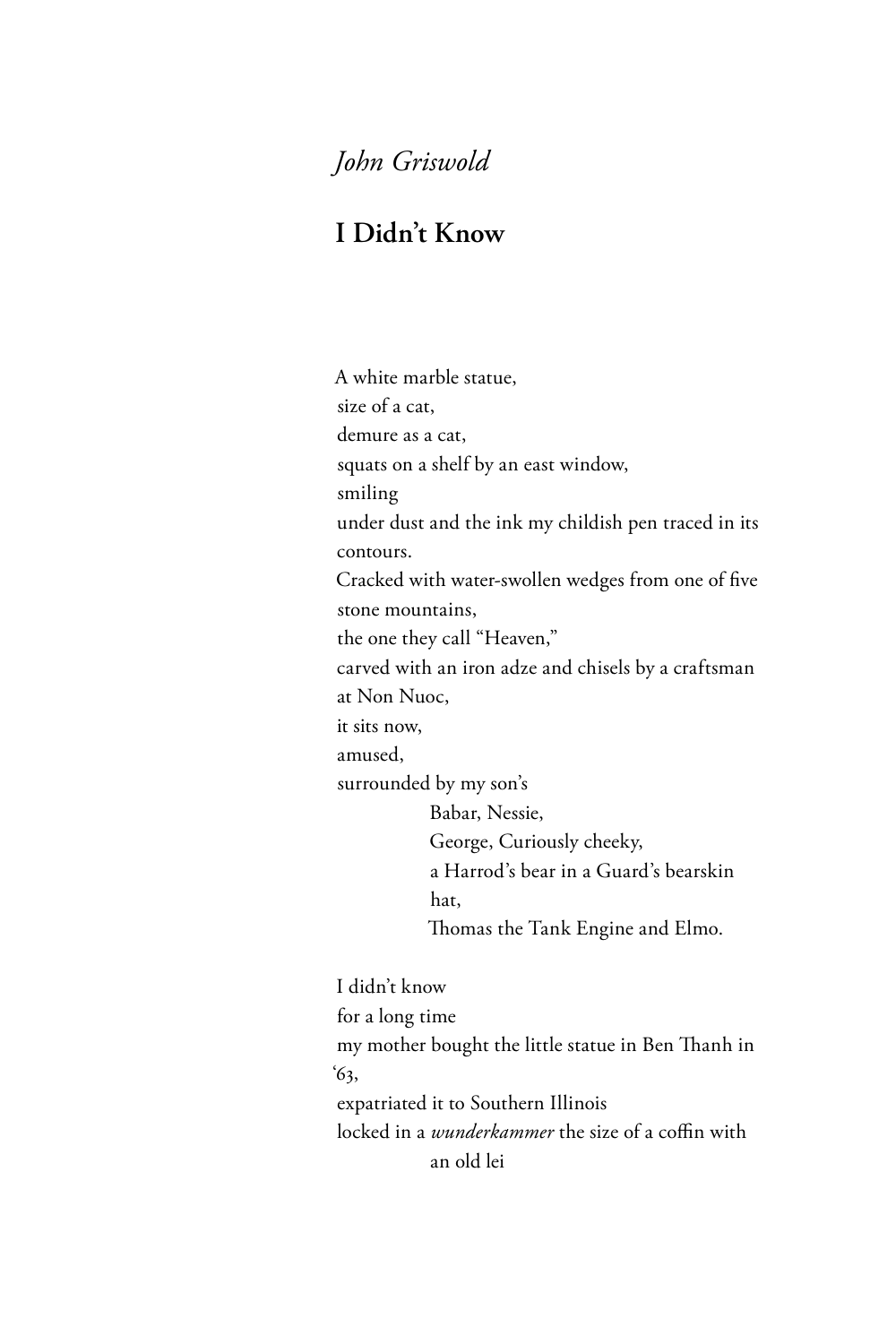*John Griswold*

## I Didn't Know

A white marble statue,
size of a cat,
demure as a cat,
squats on a shelf by an east window,
smiling
under dust and the ink my childish pen traced in its contours.
Cracked with water-swollen wedges from one of five stone mountains,
the one they call "Heaven,"
carved with an iron adze and chisels by a craftsman at Non Nuoc,
it sits now,
amused,
surrounded by my son's

  Babar, Nessie,
  George, Curiously cheeky,
  a Harrod's bear in a Guard's bearskin hat,
  Thomas the Tank Engine and Elmo.

I didn't know
for a long time
my mother bought the little statue in Ben Thanh in '63,
expatriated it to Southern Illinois
locked in a *wunderkammer* the size of a coffin with
  an old lei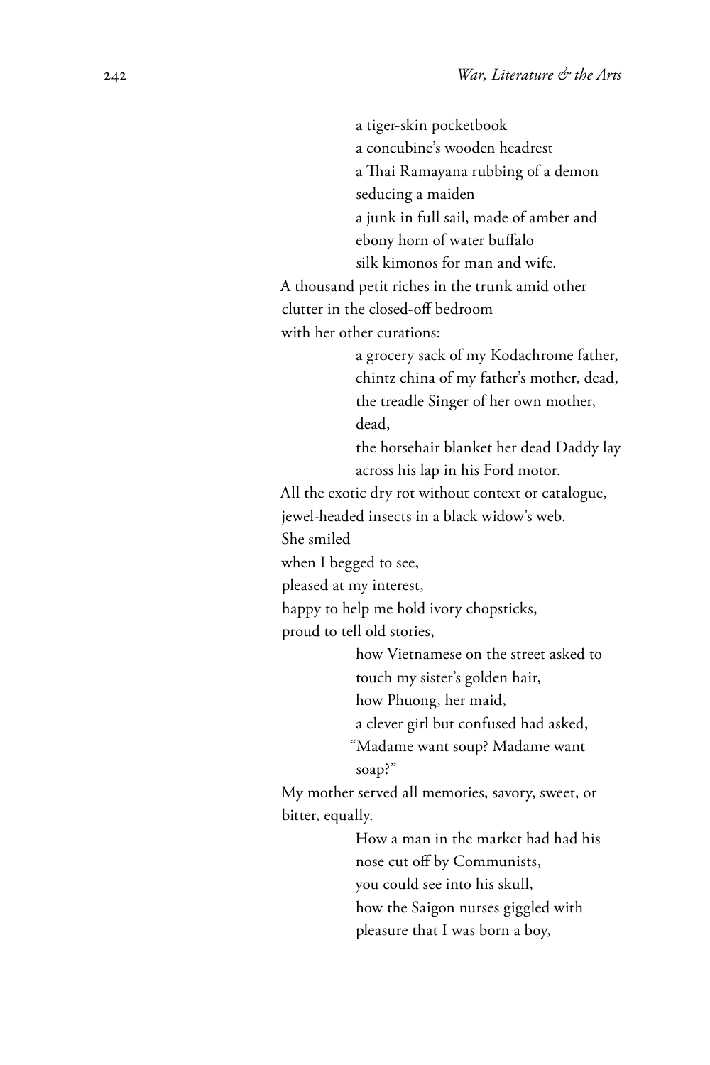a tiger-skin pocketbook  
a concubine's wooden headrest  
a Thai Ramayana rubbing of a demon  
seducing a maiden  
a junk in full sail, made of amber and  
ebony horn of water buffalo  
silk kimonos for man and wife.

A thousand petit riches in the trunk amid other  
clutter in the closed-off bedroom  
with her other curations:

a grocery sack of my Kodachrome father,  
chintz china of my father's mother, dead,  
the treadle Singer of her own mother,  
dead,  
the horsehair blanket her dead Daddy lay  
across his lap in his Ford motor.

All the exotic dry rot without context or catalogue,  
jewel-headed insects in a black widow's web.  
She smiled  
when I begged to see,  
pleased at my interest,  
happy to help me hold ivory chopsticks,  
proud to tell old stories,

how Vietnamese on the street asked to  
touch my sister's golden hair,  
how Phuong, her maid,  
a clever girl but confused had asked,  
"Madame want soup? Madame want  
soap?"

My mother served all memories, savory, sweet, or  
bitter, equally.

How a man in the market had had his  
nose cut off by Communists,  
you could see into his skull,  
how the Saigon nurses giggled with  
pleasure that I was born a boy,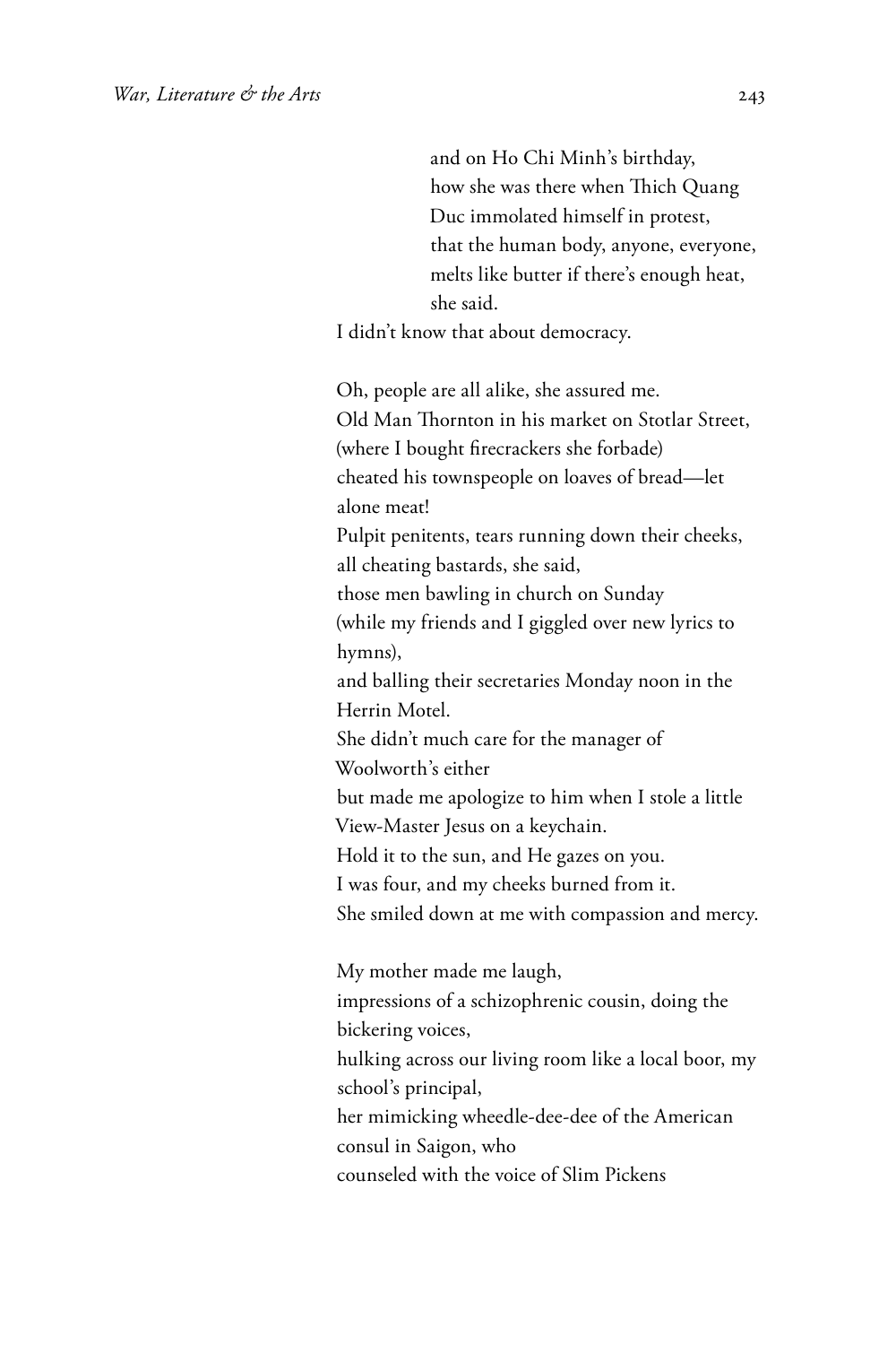and on Ho Chi Minh's birthday,  
how she was there when Thich Quang  
Duc immolated himself in protest,  
that the human body, anyone, everyone,  
melts like butter if there's enough heat,  
she said.

I didn't know that about democracy.

Oh, people are all alike, she assured me.  
Old Man Thornton in his market on Stotlar Street,  
(where I bought firecrackers she forbade)  
cheated his townspeople on loaves of bread—let alone meat!  
Pulpit penitents, tears running down their cheeks,  
all cheating bastards, she said,  
those men bawling in church on Sunday  
(while my friends and I giggled over new lyrics to hymns),  
and balling their secretaries Monday noon in the Herrin Motel.  
She didn't much care for the manager of Woolworth's either  
but made me apologize to him when I stole a little View-Master Jesus on a keychain.  
Hold it to the sun, and He gazes on you.  
I was four, and my cheeks burned from it.  
She smiled down at me with compassion and mercy.

My mother made me laugh,  
impressions of a schizophrenic cousin, doing the bickering voices,  
hulking across our living room like a local boor, my school's principal,  
her mimicking wheedle-dee-dee of the American consul in Saigon, who  
counseled with the voice of Slim Pickens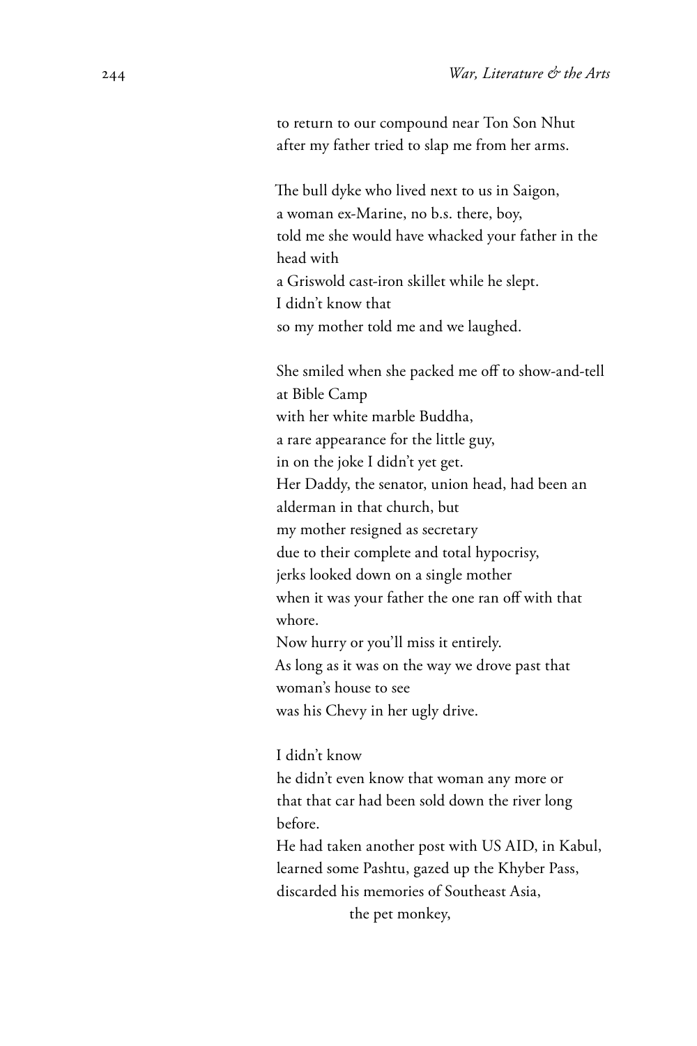to return to our compound near Ton Son Nhut
after my father tried to slap me from her arms.

The bull dyke who lived next to us in Saigon,
a woman ex-Marine, no b.s. there, boy,
told me she would have whacked your father in the head with
a Griswold cast-iron skillet while he slept.
I didn't know that
so my mother told me and we laughed.

She smiled when she packed me off to show-and-tell at Bible Camp
with her white marble Buddha,
a rare appearance for the little guy,
in on the joke I didn't yet get.
Her Daddy, the senator, union head, had been an alderman in that church, but
my mother resigned as secretary
due to their complete and total hypocrisy,
jerks looked down on a single mother
when it was your father the one ran off with that whore.
Now hurry or you'll miss it entirely.
As long as it was on the way we drove past that woman's house to see
was his Chevy in her ugly drive.

I didn't know
he didn't even know that woman any more or
that that car had been sold down the river long before.
He had taken another post with US AID, in Kabul,
learned some Pashtu, gazed up the Khyber Pass,
discarded his memories of Southeast Asia,
the pet monkey,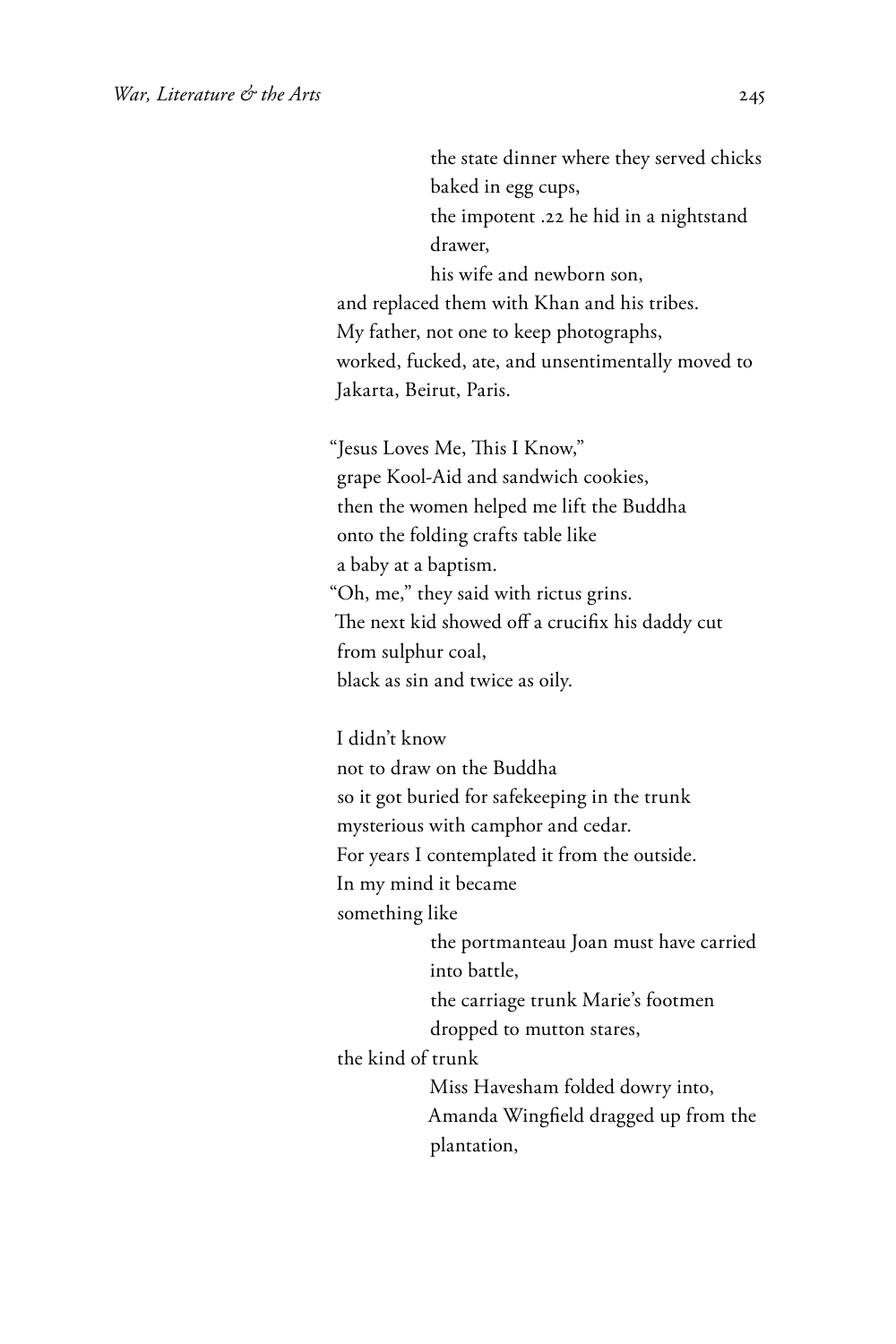the state dinner where they served chicks
baked in egg cups,
the impotent .22 he hid in a nightstand
drawer,
his wife and newborn son,
and replaced them with Khan and his tribes.
My father, not one to keep photographs,
worked, fucked, ate, and unsentimentally moved to
Jakarta, Beirut, Paris.

"Jesus Loves Me, This I Know,"
grape Kool-Aid and sandwich cookies,
then the women helped me lift the Buddha
onto the folding crafts table like
a baby at a baptism.
"Oh, me," they said with rictus grins.
The next kid showed off a crucifix his daddy cut
from sulphur coal,
black as sin and twice as oily.

I didn't know
not to draw on the Buddha
so it got buried for safekeeping in the trunk
mysterious with camphor and cedar.
For years I contemplated it from the outside.
In my mind it became
something like
the portmanteau Joan must have carried
into battle,
the carriage trunk Marie's footmen
dropped to mutton stares,
the kind of trunk
Miss Havesham folded dowry into,
Amanda Wingfield dragged up from the
plantation,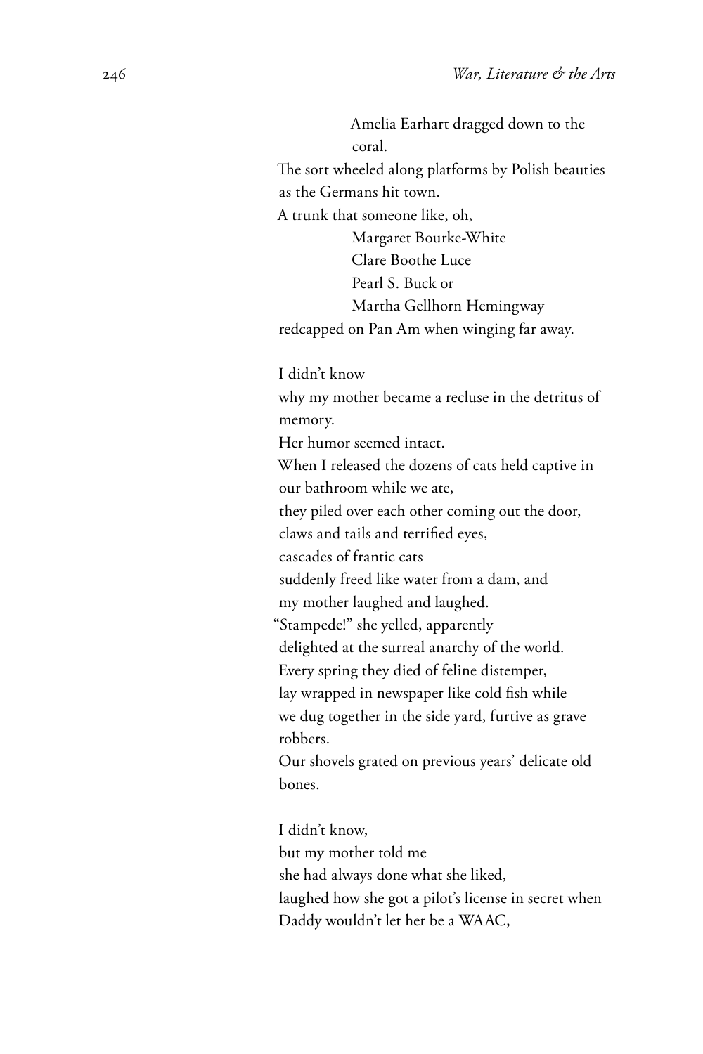Amelia Earhart dragged down to the coral.  
The sort wheeled along platforms by Polish beauties as the Germans hit town.  
A trunk that someone like, oh,  
Margaret Bourke-White  
Clare Boothe Luce  
Pearl S. Buck or  
Martha Gellhorn Hemingway  
redcapped on Pan Am when winging far away.

I didn't know  
why my mother became a recluse in the detritus of memory.  
Her humor seemed intact.  
When I released the dozens of cats held captive in our bathroom while we ate,  
they piled over each other coming out the door,  
claws and tails and terrified eyes,  
cascades of frantic cats  
suddenly freed like water from a dam, and  
my mother laughed and laughed.  
"Stampede!" she yelled, apparently  
delighted at the surreal anarchy of the world.  
Every spring they died of feline distemper,  
lay wrapped in newspaper like cold fish while  
we dug together in the side yard, furtive as grave robbers.  
Our shovels grated on previous years' delicate old bones.

I didn't know,  
but my mother told me  
she had always done what she liked,  
laughed how she got a pilot's license in secret when  
Daddy wouldn't let her be a WAAC,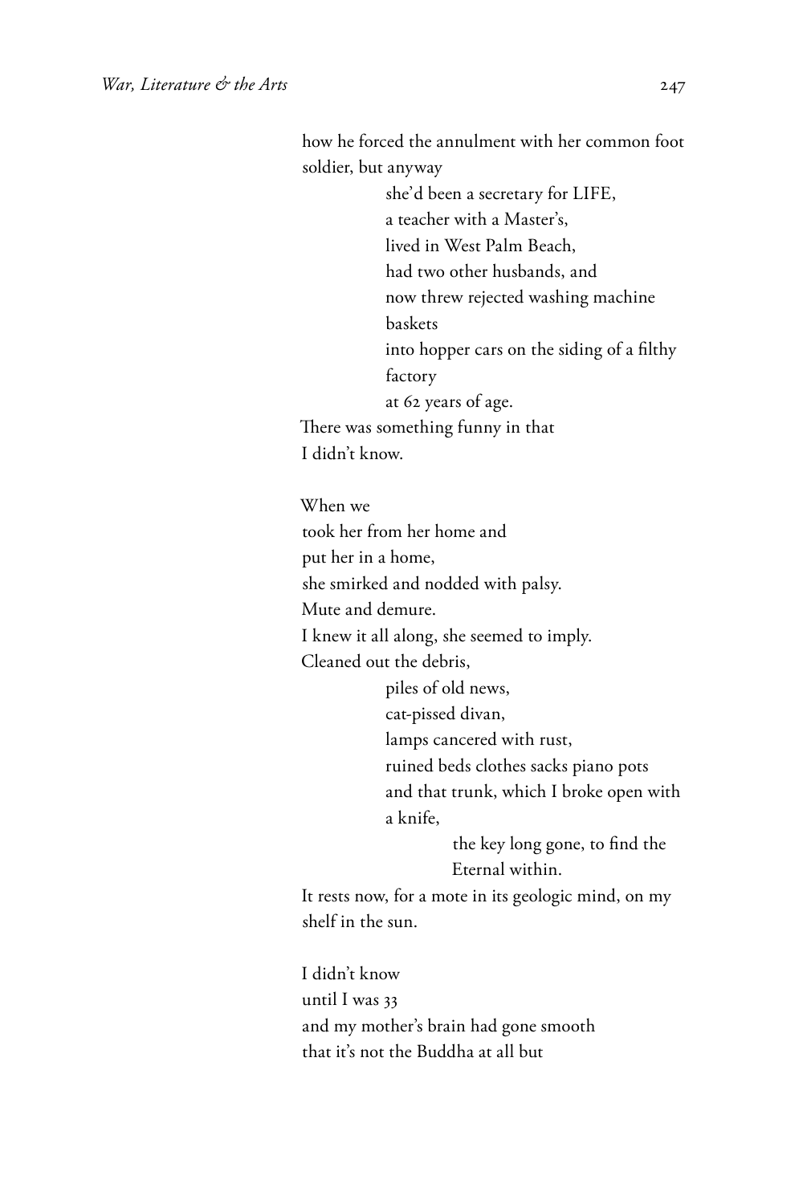how he forced the annulment with her common foot soldier, but anyway

&nbsp;&nbsp;&nbsp;&nbsp;&nbsp;&nbsp;&nbsp;&nbsp;she'd been a secretary for LIFE,  
&nbsp;&nbsp;&nbsp;&nbsp;&nbsp;&nbsp;&nbsp;&nbsp;a teacher with a Master's,  
&nbsp;&nbsp;&nbsp;&nbsp;&nbsp;&nbsp;&nbsp;&nbsp;lived in West Palm Beach,  
&nbsp;&nbsp;&nbsp;&nbsp;&nbsp;&nbsp;&nbsp;&nbsp;had two other husbands, and  
&nbsp;&nbsp;&nbsp;&nbsp;&nbsp;&nbsp;&nbsp;&nbsp;now threw rejected washing machine baskets  
&nbsp;&nbsp;&nbsp;&nbsp;&nbsp;&nbsp;&nbsp;&nbsp;into hopper cars on the siding of a filthy factory  
&nbsp;&nbsp;&nbsp;&nbsp;&nbsp;&nbsp;&nbsp;&nbsp;at 62 years of age.

There was something funny in that  
I didn't know.

When we  
took her from her home and  
put her in a home,  
she smirked and nodded with palsy.  
Mute and demure.  
I knew it all along, she seemed to imply.  
Cleaned out the debris,

&nbsp;&nbsp;&nbsp;&nbsp;&nbsp;&nbsp;&nbsp;&nbsp;piles of old news,  
&nbsp;&nbsp;&nbsp;&nbsp;&nbsp;&nbsp;&nbsp;&nbsp;cat-pissed divan,  
&nbsp;&nbsp;&nbsp;&nbsp;&nbsp;&nbsp;&nbsp;&nbsp;lamps cancered with rust,  
&nbsp;&nbsp;&nbsp;&nbsp;&nbsp;&nbsp;&nbsp;&nbsp;ruined beds clothes sacks piano pots  
&nbsp;&nbsp;&nbsp;&nbsp;&nbsp;&nbsp;&nbsp;&nbsp;and that trunk, which I broke open with a knife,  
&nbsp;&nbsp;&nbsp;&nbsp;&nbsp;&nbsp;&nbsp;&nbsp;&nbsp;&nbsp;&nbsp;&nbsp;&nbsp;&nbsp;&nbsp;&nbsp;the key long gone, to find the Eternal within.

It rests now, for a mote in its geologic mind, on my shelf in the sun.

I didn't know  
until I was 33  
and my mother's brain had gone smooth  
that it's not the Buddha at all but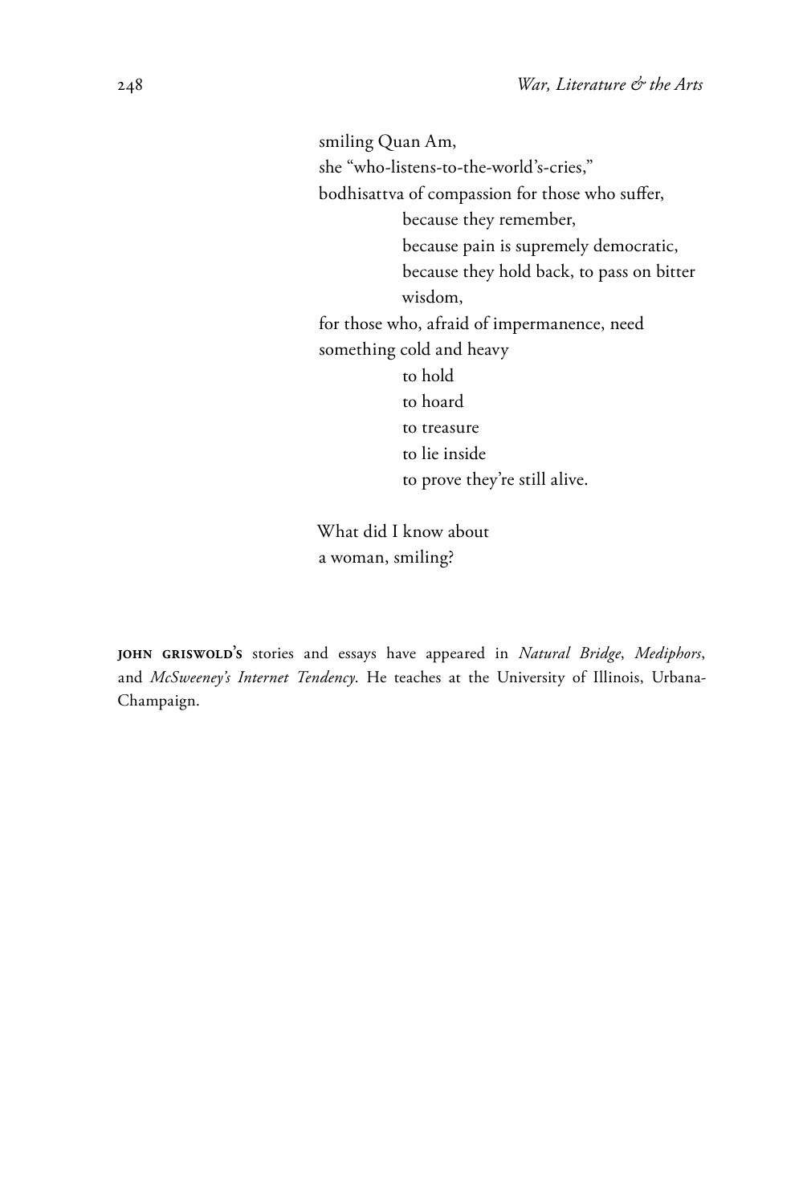smiling Quan Am,  
she "who-listens-to-the-world's-cries,"  
bodhisattva of compassion for those who suffer,  
        because they remember,  
        because pain is supremely democratic,  
        because they hold back, to pass on bitter  
        wisdom,  
for those who, afraid of impermanence, need  
something cold and heavy  
        to hold  
        to hoard  
        to treasure  
        to lie inside  
        to prove they're still alive.

What did I know about  
a woman, smiling?

**JOHN GRISWOLD'S** stories and essays have appeared in *Natural Bridge*, *Mediphors*, and *McSweeney's Internet Tendency*. He teaches at the University of Illinois, Urbana-Champaign.